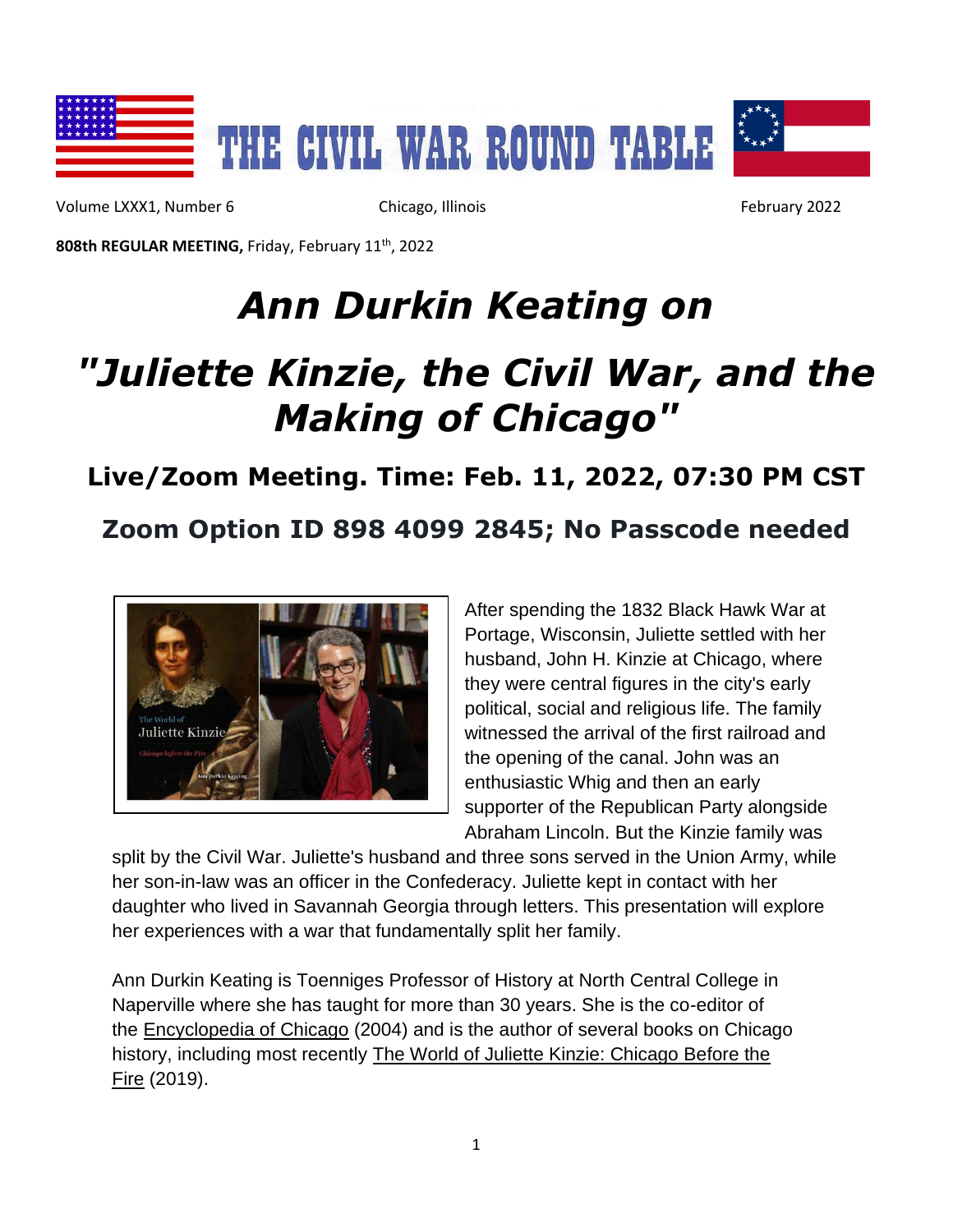# THE CIVIL WAR ROUND TABLE

Volume LXXX1, Number 6 | Chicago, Illinois | February 2022

**808th REGULAR MEETING,** Friday, February 11th, 2022

# *Ann Durkin Keating on*

# *"Juliette Kinzie, the Civil War, and the Making of Chicago"*

## Live/Zoom Meeting. Time: Feb. 11, 2022, 07:30 PM CST

## Zoom Option ID 898 4099 2845; No Passcode needed

After spending the 1832 Black Hawk War at Portage, Wisconsin, Juliette settled with her husband, John H. Kinzie at Chicago, where they were central figures in the city's early political, social and religious life. The family witnessed the arrival of the first railroad and the opening of the canal. John was an enthusiastic Whig and then an early supporter of the Republican Party alongside Abraham Lincoln. But the Kinzie family was split by the Civil War. Juliette's husband and three sons served in the Union Army, while her son-in-law was an officer in the Confederacy. Juliette kept in contact with her daughter who lived in Savannah Georgia through letters. This presentation will explore her experiences with a war that fundamentally split her family.

Ann Durkin Keating is Toenniges Professor of History at North Central College in Naperville where she has taught for more than 30 years. She is the co-editor of the Encyclopedia of Chicago (2004) and is the author of several books on Chicago history, including most recently The World of Juliette Kinzie: Chicago Before the Fire (2019).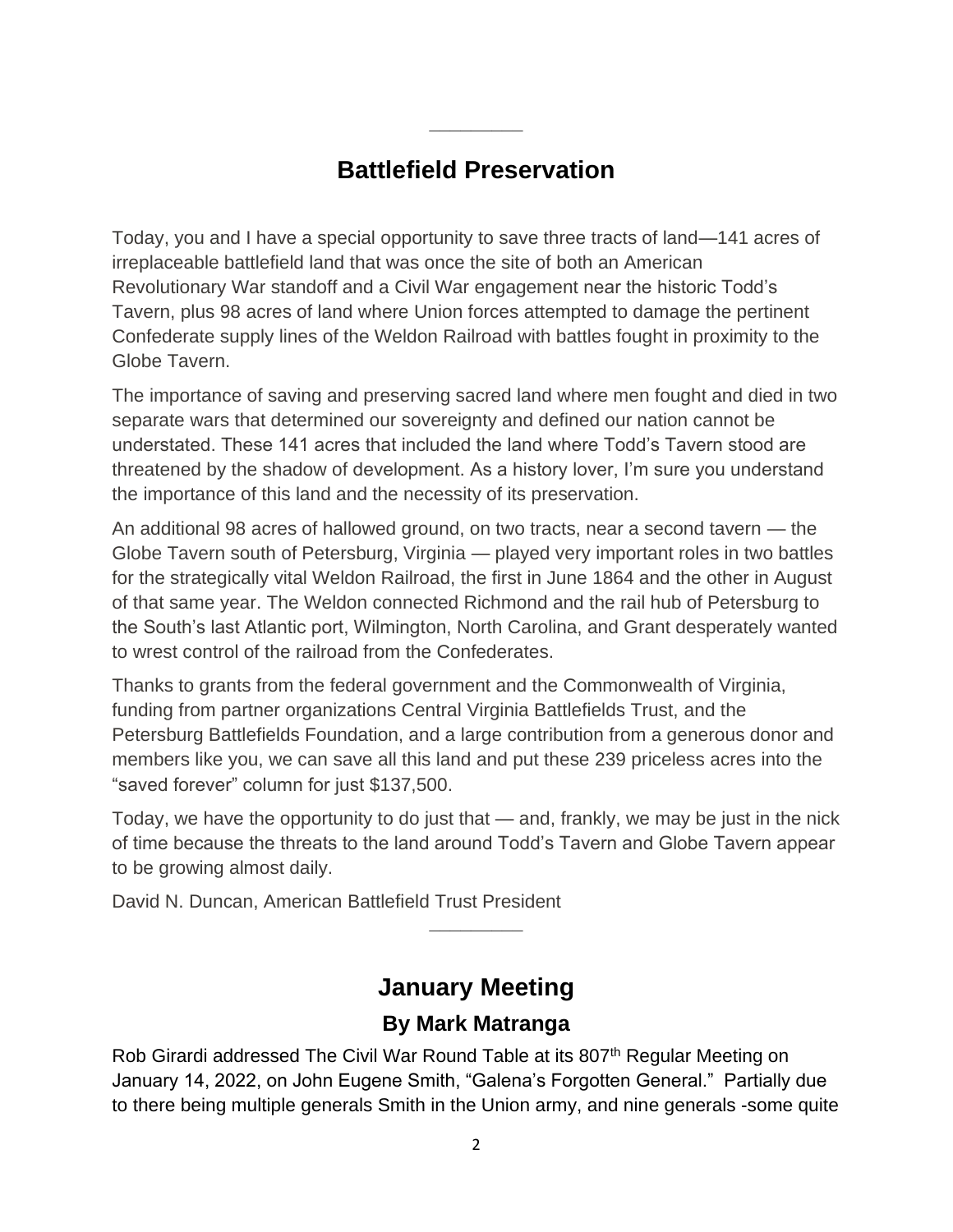---

## Battlefield Preservation

Today, you and I have a special opportunity to save three tracts of land—141 acres of irreplaceable battlefield land that was once the site of both an American Revolutionary War standoff and a Civil War engagement near the historic Todd's Tavern, plus 98 acres of land where Union forces attempted to damage the pertinent Confederate supply lines of the Weldon Railroad with battles fought in proximity to the Globe Tavern.

The importance of saving and preserving sacred land where men fought and died in two separate wars that determined our sovereignty and defined our nation cannot be understated. These 141 acres that included the land where Todd's Tavern stood are threatened by the shadow of development. As a history lover, I'm sure you understand the importance of this land and the necessity of its preservation.

An additional 98 acres of hallowed ground, on two tracts, near a second tavern — the Globe Tavern south of Petersburg, Virginia — played very important roles in two battles for the strategically vital Weldon Railroad, the first in June 1864 and the other in August of that same year. The Weldon connected Richmond and the rail hub of Petersburg to the South's last Atlantic port, Wilmington, North Carolina, and Grant desperately wanted to wrest control of the railroad from the Confederates.

Thanks to grants from the federal government and the Commonwealth of Virginia, funding from partner organizations Central Virginia Battlefields Trust, and the Petersburg Battlefields Foundation, and a large contribution from a generous donor and members like you, we can save all this land and put these 239 priceless acres into the "saved forever" column for just $137,500.

Today, we have the opportunity to do just that — and, frankly, we may be just in the nick of time because the threats to the land around Todd's Tavern and Globe Tavern appear to be growing almost daily.

David N. Duncan, American Battlefield Trust President

---

## January Meeting

### By Mark Matranga

Rob Girardi addressed The Civil War Round Table at its 807th Regular Meeting on January 14, 2022, on John Eugene Smith, "Galena's Forgotten General." Partially due to there being multiple generals Smith in the Union army, and nine generals -some quite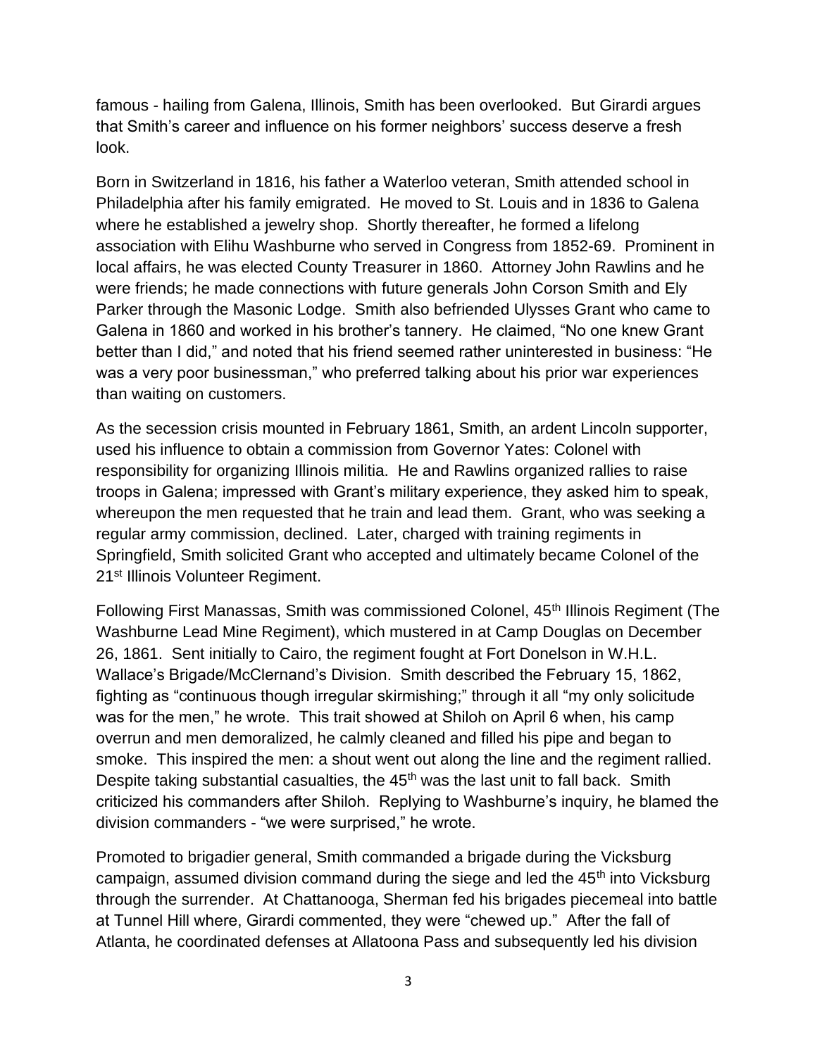famous - hailing from Galena, Illinois, Smith has been overlooked. But Girardi argues that Smith's career and influence on his former neighbors' success deserve a fresh look.

Born in Switzerland in 1816, his father a Waterloo veteran, Smith attended school in Philadelphia after his family emigrated. He moved to St. Louis and in 1836 to Galena where he established a jewelry shop. Shortly thereafter, he formed a lifelong association with Elihu Washburne who served in Congress from 1852-69. Prominent in local affairs, he was elected County Treasurer in 1860. Attorney John Rawlins and he were friends; he made connections with future generals John Corson Smith and Ely Parker through the Masonic Lodge. Smith also befriended Ulysses Grant who came to Galena in 1860 and worked in his brother's tannery. He claimed, "No one knew Grant better than I did," and noted that his friend seemed rather uninterested in business: "He was a very poor businessman," who preferred talking about his prior war experiences than waiting on customers.

As the secession crisis mounted in February 1861, Smith, an ardent Lincoln supporter, used his influence to obtain a commission from Governor Yates: Colonel with responsibility for organizing Illinois militia. He and Rawlins organized rallies to raise troops in Galena; impressed with Grant's military experience, they asked him to speak, whereupon the men requested that he train and lead them. Grant, who was seeking a regular army commission, declined. Later, charged with training regiments in Springfield, Smith solicited Grant who accepted and ultimately became Colonel of the 21st Illinois Volunteer Regiment.

Following First Manassas, Smith was commissioned Colonel, 45th Illinois Regiment (The Washburne Lead Mine Regiment), which mustered in at Camp Douglas on December 26, 1861. Sent initially to Cairo, the regiment fought at Fort Donelson in W.H.L. Wallace's Brigade/McClernand's Division. Smith described the February 15, 1862, fighting as "continuous though irregular skirmishing;" through it all "my only solicitude was for the men," he wrote. This trait showed at Shiloh on April 6 when, his camp overrun and men demoralized, he calmly cleaned and filled his pipe and began to smoke. This inspired the men: a shout went out along the line and the regiment rallied. Despite taking substantial casualties, the 45th was the last unit to fall back. Smith criticized his commanders after Shiloh. Replying to Washburne's inquiry, he blamed the division commanders - "we were surprised," he wrote.

Promoted to brigadier general, Smith commanded a brigade during the Vicksburg campaign, assumed division command during the siege and led the 45th into Vicksburg through the surrender. At Chattanooga, Sherman fed his brigades piecemeal into battle at Tunnel Hill where, Girardi commented, they were "chewed up." After the fall of Atlanta, he coordinated defenses at Allatoona Pass and subsequently led his division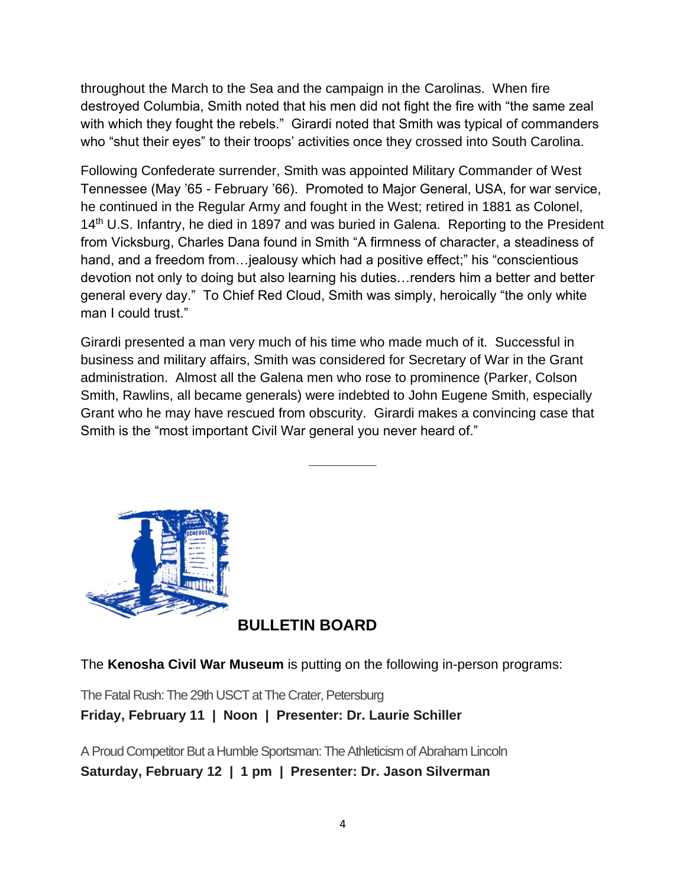throughout the March to the Sea and the campaign in the Carolinas. When fire destroyed Columbia, Smith noted that his men did not fight the fire with "the same zeal with which they fought the rebels." Girardi noted that Smith was typical of commanders who "shut their eyes" to their troops' activities once they crossed into South Carolina.

Following Confederate surrender, Smith was appointed Military Commander of West Tennessee (May '65 - February '66). Promoted to Major General, USA, for war service, he continued in the Regular Army and fought in the West; retired in 1881 as Colonel, 14th U.S. Infantry, he died in 1897 and was buried in Galena. Reporting to the President from Vicksburg, Charles Dana found in Smith "A firmness of character, a steadiness of hand, and a freedom from…jealousy which had a positive effect;" his "conscientious devotion not only to doing but also learning his duties…renders him a better and better general every day." To Chief Red Cloud, Smith was simply, heroically "the only white man I could trust."

Girardi presented a man very much of his time who made much of it. Successful in business and military affairs, Smith was considered for Secretary of War in the Grant administration. Almost all the Galena men who rose to prominence (Parker, Colson Smith, Rawlins, all became generals) were indebted to John Eugene Smith, especially Grant who he may have rescued from obscurity. Girardi makes a convincing case that Smith is the "most important Civil War general you never heard of."

---

## BULLETIN BOARD

The **Kenosha Civil War Museum** is putting on the following in-person programs:

The Fatal Rush: The 29th USCT at The Crater, Petersburg
**Friday, February 11 | Noon | Presenter: Dr. Laurie Schiller**

A Proud Competitor But a Humble Sportsman: The Athleticism of Abraham Lincoln
**Saturday, February 12 | 1 pm | Presenter: Dr. Jason Silverman**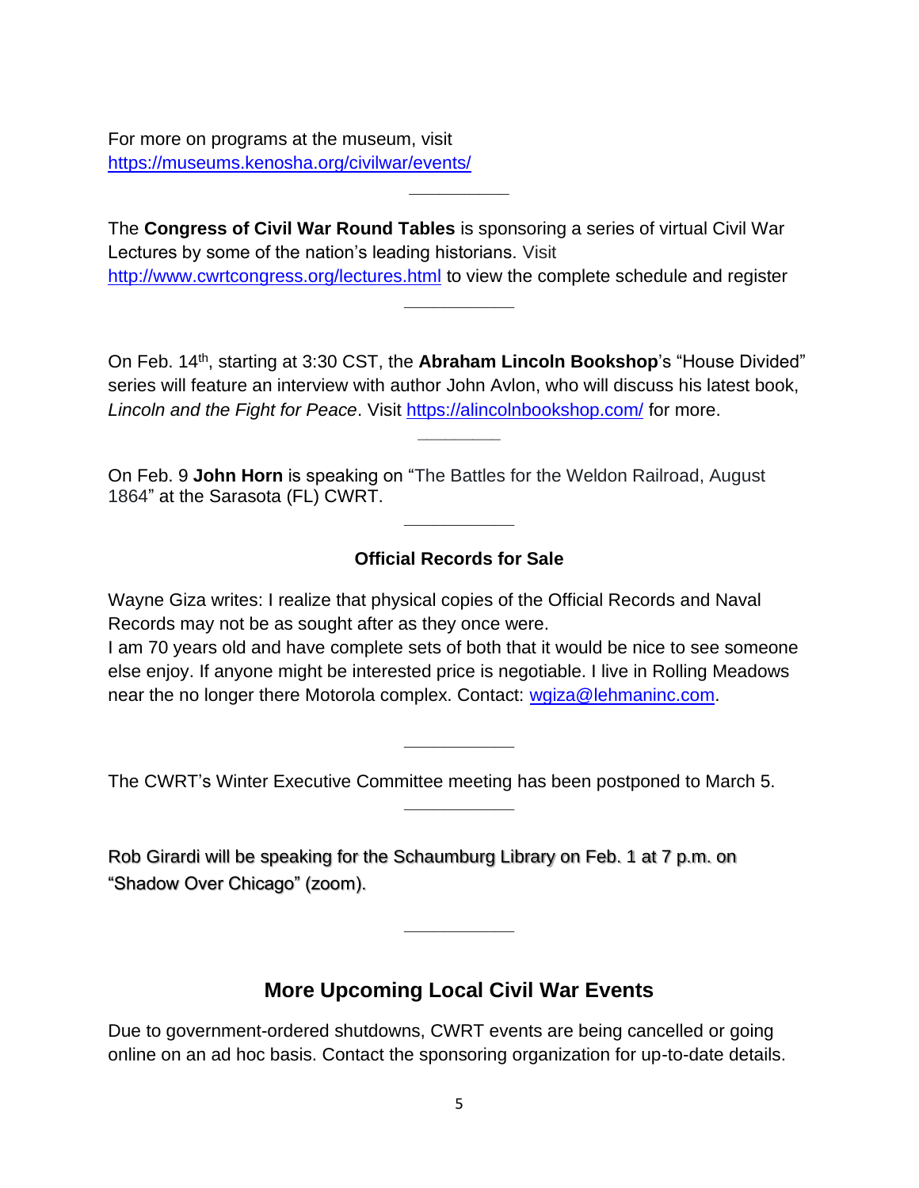For more on programs at the museum, visit
https://museums.kenosha.org/civilwar/events/

---

The **Congress of Civil War Round Tables** is sponsoring a series of virtual Civil War Lectures by some of the nation's leading historians. Visit http://www.cwrtcongress.org/lectures.html to view the complete schedule and register

---

On Feb. 14th, starting at 3:30 CST, the **Abraham Lincoln Bookshop**'s "House Divided" series will feature an interview with author John Avlon, who will discuss his latest book, *Lincoln and the Fight for Peace*. Visit https://alincolnbookshop.com/ for more.

---

On Feb. 9 **John Horn** is speaking on "The Battles for the Weldon Railroad, August 1864" at the Sarasota (FL) CWRT.

---

**Official Records for Sale**

Wayne Giza writes: I realize that physical copies of the Official Records and Naval Records may not be as sought after as they once were.
I am 70 years old and have complete sets of both that it would be nice to see someone else enjoy. If anyone might be interested price is negotiable. I live in Rolling Meadows near the no longer there Motorola complex. Contact: wgiza@lehmaninc.com.

---

The CWRT's Winter Executive Committee meeting has been postponed to March 5.

---

Rob Girardi will be speaking for the Schaumburg Library on Feb. 1 at 7 p.m. on "Shadow Over Chicago" (zoom).

---

## More Upcoming Local Civil War Events

Due to government-ordered shutdowns, CWRT events are being cancelled or going online on an ad hoc basis. Contact the sponsoring organization for up-to-date details.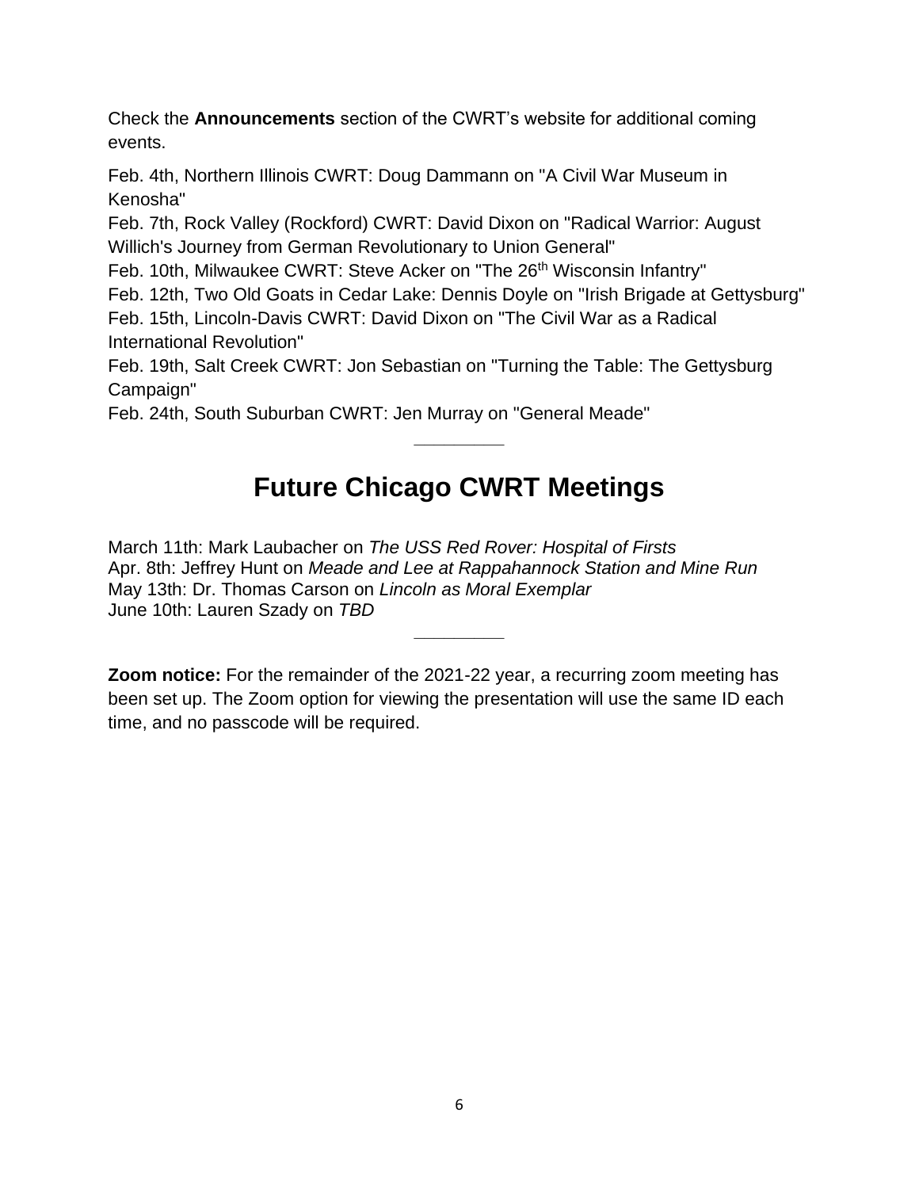Check the **Announcements** section of the CWRT's website for additional coming events.

Feb. 4th, Northern Illinois CWRT: Doug Dammann on "A Civil War Museum in Kenosha"
Feb. 7th, Rock Valley (Rockford) CWRT: David Dixon on "Radical Warrior: August Willich's Journey from German Revolutionary to Union General"
Feb. 10th, Milwaukee CWRT: Steve Acker on "The 26th Wisconsin Infantry"
Feb. 12th, Two Old Goats in Cedar Lake: Dennis Doyle on "Irish Brigade at Gettysburg"
Feb. 15th, Lincoln-Davis CWRT: David Dixon on "The Civil War as a Radical International Revolution"
Feb. 19th, Salt Creek CWRT: Jon Sebastian on "Turning the Table: The Gettysburg Campaign"
Feb. 24th, South Suburban CWRT: Jen Murray on "General Meade"

---

# Future Chicago CWRT Meetings

March 11th: Mark Laubacher on *The USS Red Rover: Hospital of Firsts*
Apr. 8th: Jeffrey Hunt on *Meade and Lee at Rappahannock Station and Mine Run*
May 13th: Dr. Thomas Carson on *Lincoln as Moral Exemplar*
June 10th: Lauren Szady on *TBD*

---

**Zoom notice:** For the remainder of the 2021-22 year, a recurring zoom meeting has been set up. The Zoom option for viewing the presentation will use the same ID each time, and no passcode will be required.